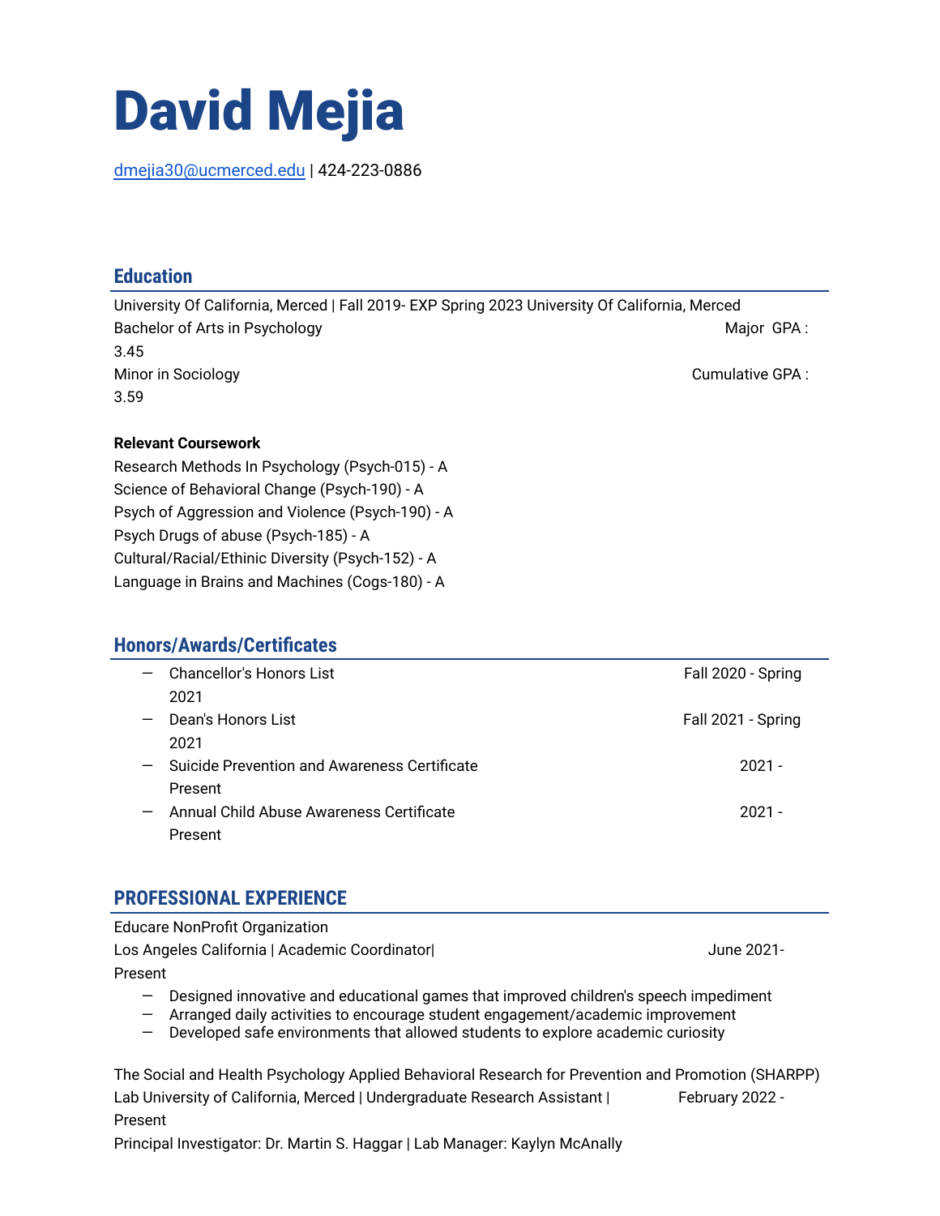# David Mejia

dmejia30@ucmerced.edu | 424-223-0886

## Education

University Of California, Merced | Fall 2019- EXP Spring 2023 University Of California, Merced
Bachelor of Arts in Psychology Major GPA : 3.45
Minor in Sociology Cumulative GPA : 3.59

**Relevant Coursework**

Research Methods In Psychology (Psych-015) - A
Science of Behavioral Change (Psych-190) - A
Psych of Aggression and Violence (Psych-190) - A
Psych Drugs of abuse (Psych-185) - A
Cultural/Racial/Ethinic Diversity (Psych-152) - A
Language in Brains and Machines (Cogs-180) - A

## Honors/Awards/Certificates

- Chancellor's Honors List Fall 2020 - Spring 2021
- Dean's Honors List Fall 2021 - Spring 2021
- Suicide Prevention and Awareness Certificate 2021 - Present
- Annual Child Abuse Awareness Certificate 2021 - Present

## PROFESSIONAL EXPERIENCE

Educare NonProfit Organization
Los Angeles California | Academic Coordinator| June 2021- Present

- Designed innovative and educational games that improved children's speech impediment
- Arranged daily activities to encourage student engagement/academic improvement
- Developed safe environments that allowed students to explore academic curiosity

The Social and Health Psychology Applied Behavioral Research for Prevention and Promotion (SHARPP) Lab University of California, Merced | Undergraduate Research Assistant | February 2022 - Present
Principal Investigator: Dr. Martin S. Haggar | Lab Manager: Kaylyn McAnally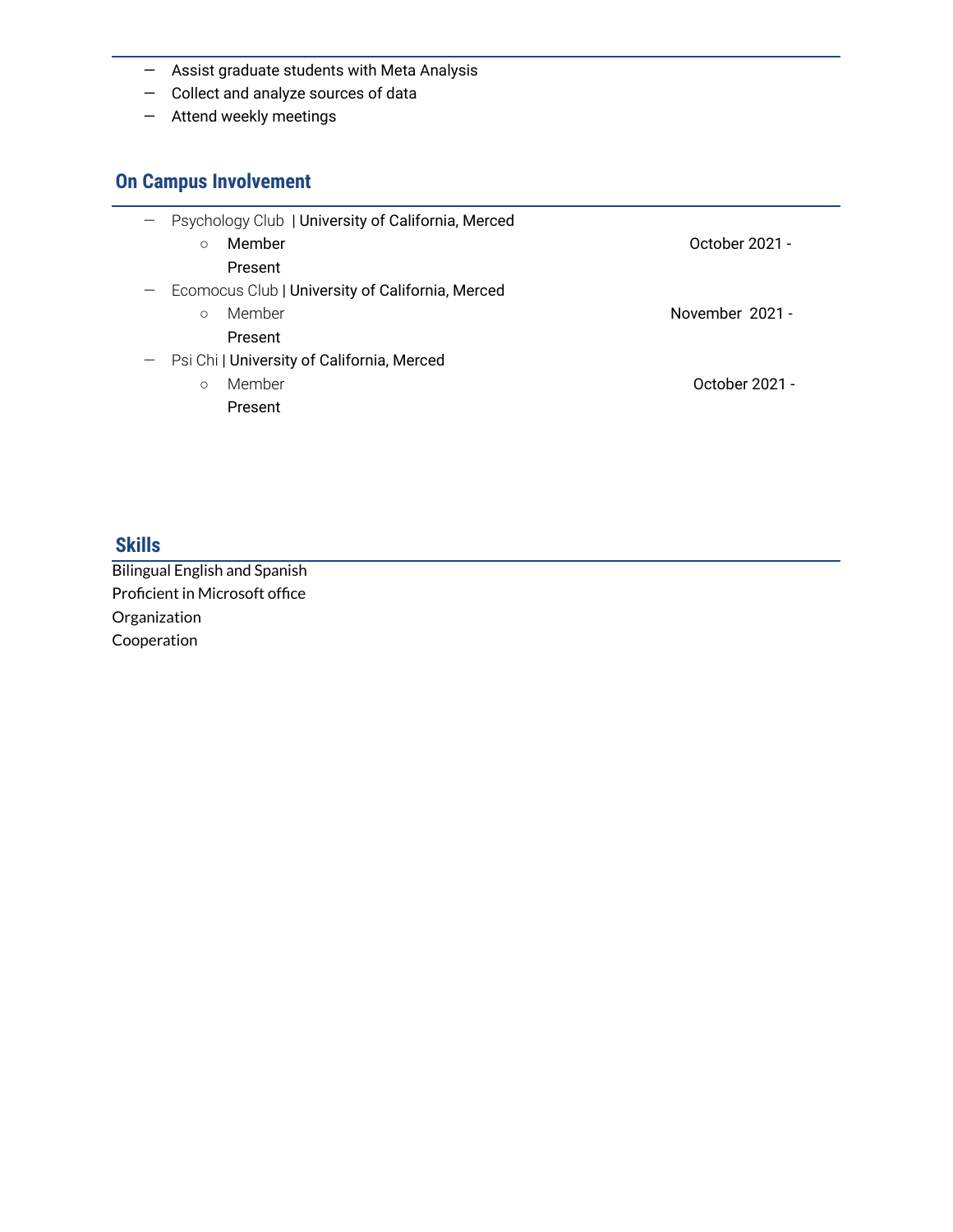- Assist graduate students with Meta Analysis
- Collect and analyze sources of data
- Attend weekly meetings

## On Campus Involvement

- Psychology Club | University of California, Merced
  - Member — October 2021 - Present
- Ecomocus Club | University of California, Merced
  - Member — November 2021 - Present
- Psi Chi | University of California, Merced
  - Member — October 2021 - Present

## Skills

Bilingual English and Spanish
Proficient in Microsoft office
Organization
Cooperation